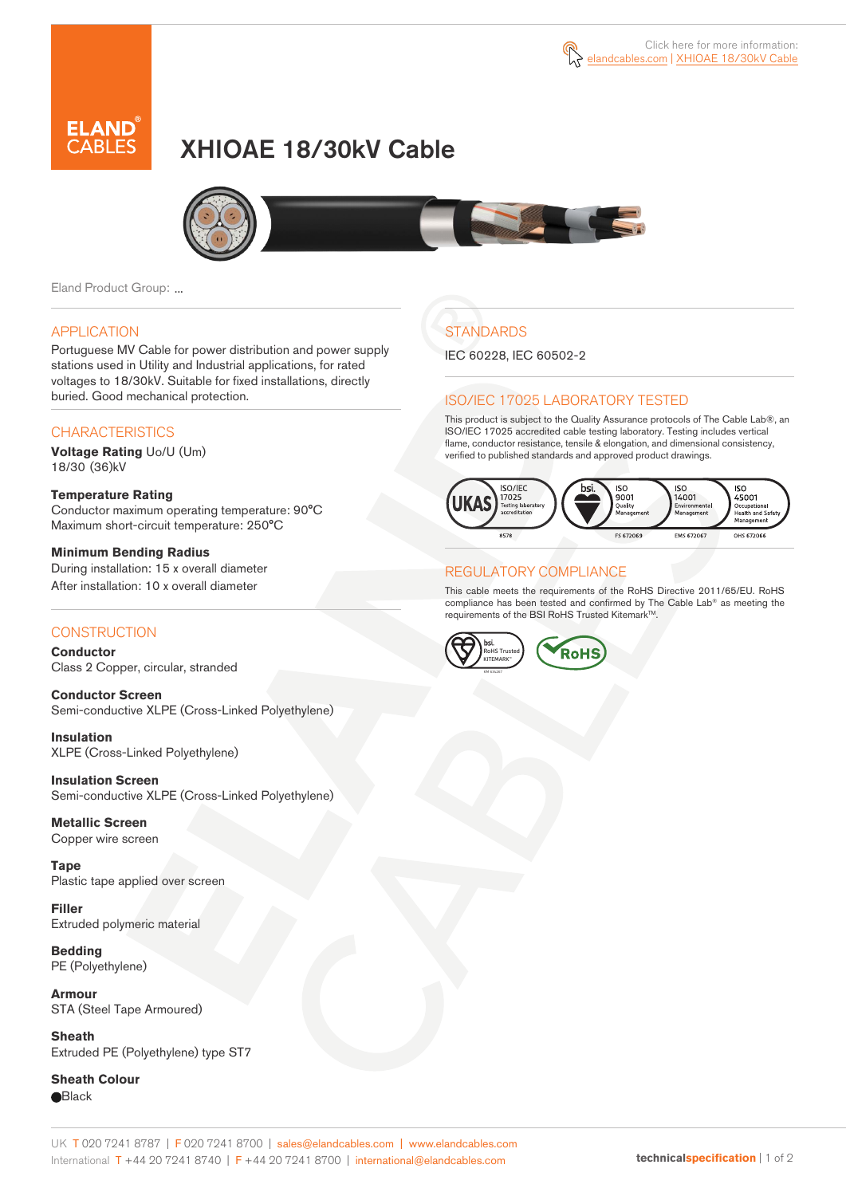Click here for more information: elandcables.com | XHIOAE 18/30kV Cable

# XHIOAE 18/30kV Cable

Eland Product Group: ...

## APPLICATION

Portuguese MV Cable for power distribution and power supply stations used in Utility and Industrial applications, for rated voltages to 18/30kV. Suitable for fixed installations, directly buried. Good mechanical protection.

## CHARACTERISTICS

**Voltage Rating** Uo/U (Um)
18/30 (36)kV

**Temperature Rating**
Conductor maximum operating temperature: 90°C
Maximum short-circuit temperature: 250°C

**Minimum Bending Radius**
During installation: 15 x overall diameter
After installation: 10 x overall diameter

## CONSTRUCTION

**Conductor**
Class 2 Copper, circular, stranded

**Conductor Screen**
Semi-conductive XLPE (Cross-Linked Polyethylene)

**Insulation**
XLPE (Cross-Linked Polyethylene)

**Insulation Screen**
Semi-conductive XLPE (Cross-Linked Polyethylene)

**Metallic Screen**
Copper wire screen

**Tape**
Plastic tape applied over screen

**Filler**
Extruded polymeric material

**Bedding**
PE (Polyethylene)

**Armour**
STA (Steel Tape Armoured)

**Sheath**
Extruded PE (Polyethylene) type ST7

**Sheath Colour**
● Black

## STANDARDS

IEC 60228, IEC 60502-2

## ISO/IEC 17025 LABORATORY TESTED

This product is subject to the Quality Assurance protocols of The Cable Lab®, an ISO/IEC 17025 accredited cable testing laboratory. Testing includes vertical flame, conductor resistance, tensile & elongation, and dimensional consistency, verified to published standards and approved product drawings.

UKAS ISO/IEC 17025 Testing laboratory accreditation 8578 | bsi. ISO 9001 Quality Management FS 672069 | ISO 14001 Environmental Management EMS 672067 | ISO 45001 Occupational Health and Safety Management OHS 672066

## REGULATORY COMPLIANCE

This cable meets the requirements of the RoHS Directive 2011/65/EU. RoHS compliance has been tested and confirmed by The Cable Lab® as meeting the requirements of the BSI RoHS Trusted Kitemark™.

bsi. RoHS Trusted KITEMARK™ | RoHS

UK T 020 7241 8787 | F 020 7241 8700 | sales@elandcables.com | www.elandcables.com
International T +44 20 7241 8740 | F +44 20 7241 8700 | international@elandcables.com

technicalspecification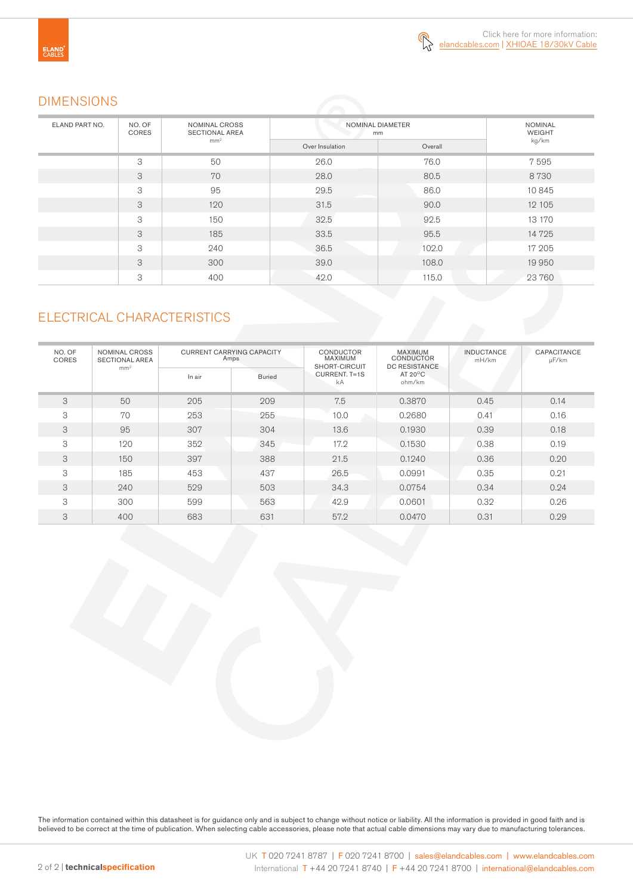Click here for more information: elandcables.com | XHIOAE 18/30kV Cable

## DIMENSIONS

| ELAND PART NO. | NO. OF CORES | NOMINAL CROSS SECTIONAL AREA mm² | NOMINAL DIAMETER mm | | NOMINAL WEIGHT kg/km |
|---|---|---|---|---|---|
| | | | Over Insulation | Overall | |
| | 3 | 50 | 26.0 | 76.0 | 7 595 |
| | 3 | 70 | 28.0 | 80.5 | 8 730 |
| | 3 | 95 | 29.5 | 86.0 | 10 845 |
| | 3 | 120 | 31.5 | 90.0 | 12 105 |
| | 3 | 150 | 32.5 | 92.5 | 13 170 |
| | 3 | 185 | 33.5 | 95.5 | 14 725 |
| | 3 | 240 | 36.5 | 102.0 | 17 205 |
| | 3 | 300 | 39.0 | 108.0 | 19 950 |
| | 3 | 400 | 42.0 | 115.0 | 23 760 |

## ELECTRICAL CHARACTERISTICS

| NO. OF CORES | NOMINAL CROSS SECTIONAL AREA mm² | CURRENT CARRYING CAPACITY Amps | | CONDUCTOR MAXIMUM SHORT-CIRCUIT CURRENT. T=1S kA | MAXIMUM CONDUCTOR DC RESISTANCE AT 20°C ohm/km | INDUCTANCE mH/km | CAPACITANCE μF/km |
|---|---|---|---|---|---|---|---|
| | | In air | Buried | | | | |
| 3 | 50 | 205 | 209 | 7.5 | 0.3870 | 0.45 | 0.14 |
| 3 | 70 | 253 | 255 | 10.0 | 0.2680 | 0.41 | 0.16 |
| 3 | 95 | 307 | 304 | 13.6 | 0.1930 | 0.39 | 0.18 |
| 3 | 120 | 352 | 345 | 17.2 | 0.1530 | 0.38 | 0.19 |
| 3 | 150 | 397 | 388 | 21.5 | 0.1240 | 0.36 | 0.20 |
| 3 | 185 | 453 | 437 | 26.5 | 0.0991 | 0.35 | 0.21 |
| 3 | 240 | 529 | 503 | 34.3 | 0.0754 | 0.34 | 0.24 |
| 3 | 300 | 599 | 563 | 42.9 | 0.0601 | 0.32 | 0.26 |
| 3 | 400 | 683 | 631 | 57.2 | 0.0470 | 0.31 | 0.29 |

The information contained within this datasheet is for guidance only and is subject to change without notice or liability. All the information is provided in good faith and is believed to be correct at the time of publication. When selecting cable accessories, please note that actual cable dimensions may vary due to manufacturing tolerances.

UK T 020 7241 8787 | F 020 7241 8700 | sales@elandcables.com | www.elandcables.com
International T +44 20 7241 8740 | F +44 20 7241 8700 | international@elandcables.com